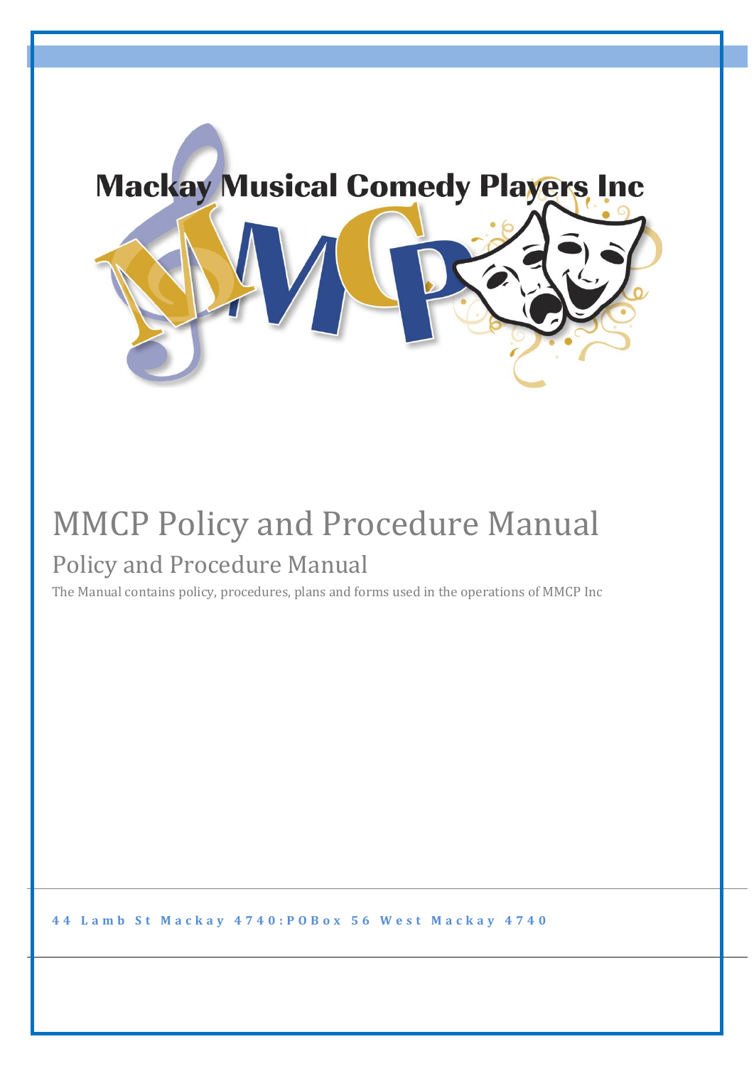Mackay Musical Comedy Players Inc

# MMCP Policy and Procedure Manual

## Policy and Procedure Manual

The Manual contains policy, procedures, plans and forms used in the operations of MMCP Inc

**44 Lamb St Mackay 4740:POBox 56 West Mackay 4740**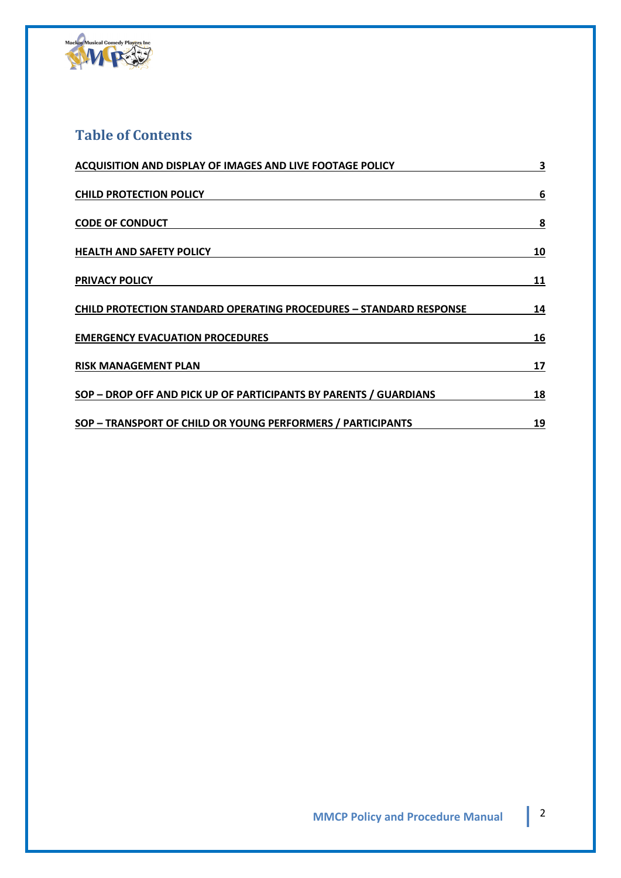# Table of Contents

| | |
|---|---|
| ACQUISITION AND DISPLAY OF IMAGES AND LIVE FOOTAGE POLICY | 3 |
| CHILD PROTECTION POLICY | 6 |
| CODE OF CONDUCT | 8 |
| HEALTH AND SAFETY POLICY | 10 |
| PRIVACY POLICY | 11 |
| CHILD PROTECTION STANDARD OPERATING PROCEDURES – STANDARD RESPONSE | 14 |
| EMERGENCY EVACUATION PROCEDURES | 16 |
| RISK MANAGEMENT PLAN | 17 |
| SOP – DROP OFF AND PICK UP OF PARTICIPANTS BY PARENTS / GUARDIANS | 18 |
| SOP – TRANSPORT OF CHILD OR YOUNG PERFORMERS / PARTICIPANTS | 19 |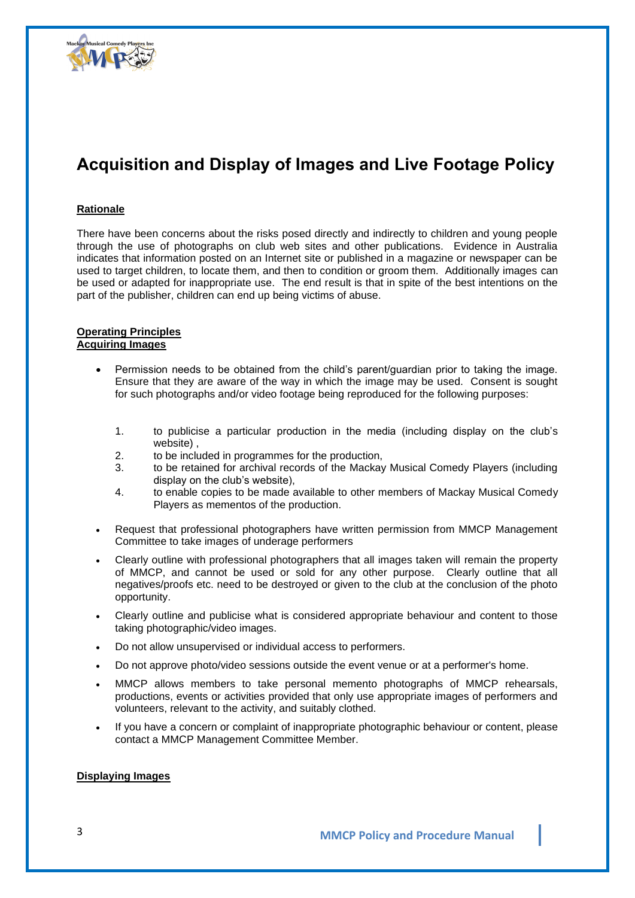# Acquisition and Display of Images and Live Footage Policy

**Rationale**

There have been concerns about the risks posed directly and indirectly to children and young people through the use of photographs on club web sites and other publications. Evidence in Australia indicates that information posted on an Internet site or published in a magazine or newspaper can be used to target children, to locate them, and then to condition or groom them. Additionally images can be used or adapted for inappropriate use. The end result is that in spite of the best intentions on the part of the publisher, children can end up being victims of abuse.

**Operating Principles**
**Acquiring Images**

- Permission needs to be obtained from the child's parent/guardian prior to taking the image. Ensure that they are aware of the way in which the image may be used. Consent is sought for such photographs and/or video footage being reproduced for the following purposes:

  1. to publicise a particular production in the media (including display on the club's website) ,
  2. to be included in programmes for the production,
  3. to be retained for archival records of the Mackay Musical Comedy Players (including display on the club's website),
  4. to enable copies to be made available to other members of Mackay Musical Comedy Players as mementos of the production.

- Request that professional photographers have written permission from MMCP Management Committee to take images of underage performers
- Clearly outline with professional photographers that all images taken will remain the property of MMCP, and cannot be used or sold for any other purpose. Clearly outline that all negatives/proofs etc. need to be destroyed or given to the club at the conclusion of the photo opportunity.
- Clearly outline and publicise what is considered appropriate behaviour and content to those taking photographic/video images.
- Do not allow unsupervised or individual access to performers.
- Do not approve photo/video sessions outside the event venue or at a performer's home.
- MMCP allows members to take personal memento photographs of MMCP rehearsals, productions, events or activities provided that only use appropriate images of performers and volunteers, relevant to the activity, and suitably clothed.
- If you have a concern or complaint of inappropriate photographic behaviour or content, please contact a MMCP Management Committee Member.

**Displaying Images**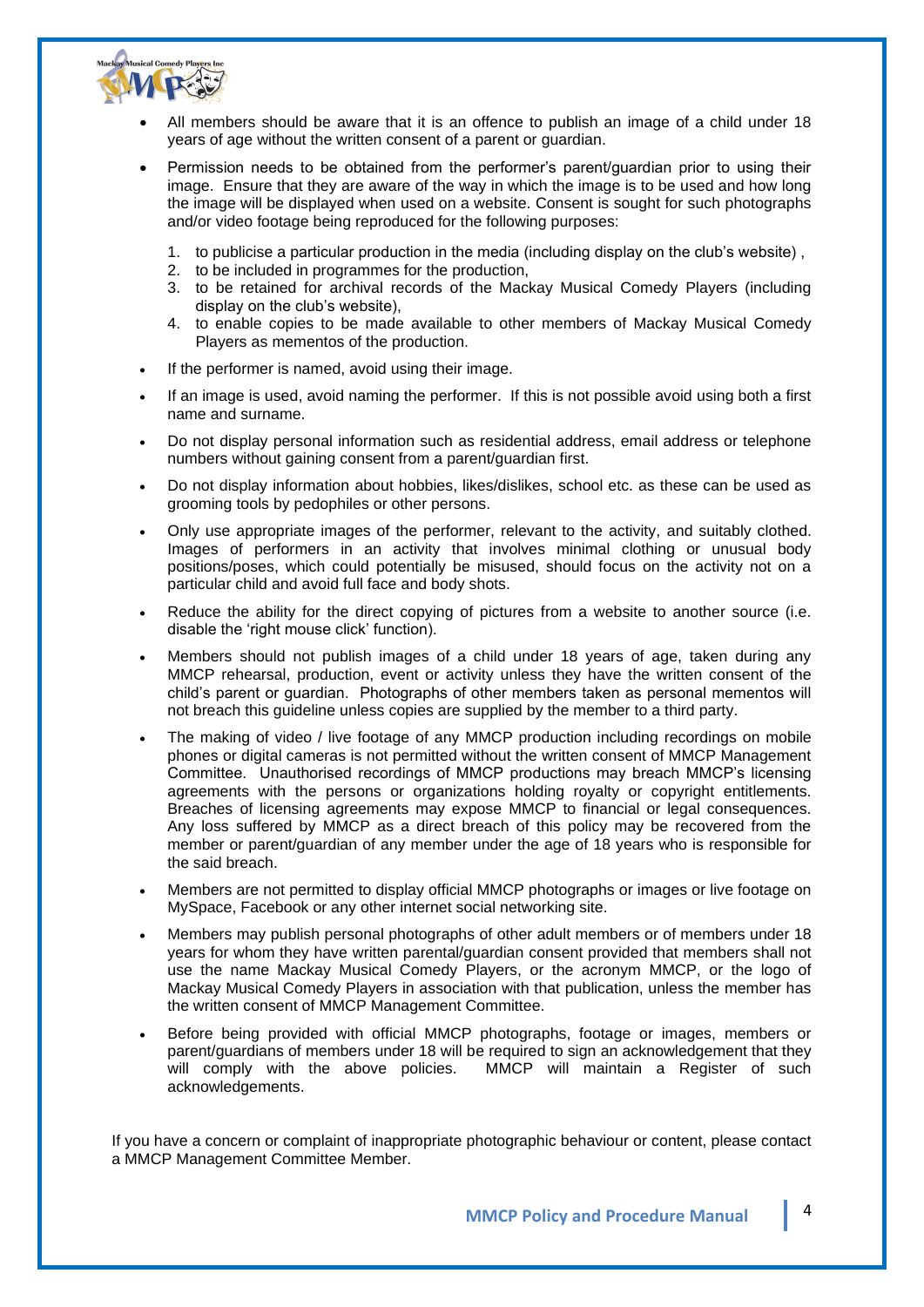- All members should be aware that it is an offence to publish an image of a child under 18 years of age without the written consent of a parent or guardian.
- Permission needs to be obtained from the performer's parent/guardian prior to using their image. Ensure that they are aware of the way in which the image is to be used and how long the image will be displayed when used on a website. Consent is sought for such photographs and/or video footage being reproduced for the following purposes:
  1. to publicise a particular production in the media (including display on the club's website) ,
  2. to be included in programmes for the production,
  3. to be retained for archival records of the Mackay Musical Comedy Players (including display on the club's website),
  4. to enable copies to be made available to other members of Mackay Musical Comedy Players as mementos of the production.
- If the performer is named, avoid using their image.
- If an image is used, avoid naming the performer. If this is not possible avoid using both a first name and surname.
- Do not display personal information such as residential address, email address or telephone numbers without gaining consent from a parent/guardian first.
- Do not display information about hobbies, likes/dislikes, school etc. as these can be used as grooming tools by pedophiles or other persons.
- Only use appropriate images of the performer, relevant to the activity, and suitably clothed. Images of performers in an activity that involves minimal clothing or unusual body positions/poses, which could potentially be misused, should focus on the activity not on a particular child and avoid full face and body shots.
- Reduce the ability for the direct copying of pictures from a website to another source (i.e. disable the 'right mouse click' function).
- Members should not publish images of a child under 18 years of age, taken during any MMCP rehearsal, production, event or activity unless they have the written consent of the child's parent or guardian. Photographs of other members taken as personal mementos will not breach this guideline unless copies are supplied by the member to a third party.
- The making of video / live footage of any MMCP production including recordings on mobile phones or digital cameras is not permitted without the written consent of MMCP Management Committee. Unauthorised recordings of MMCP productions may breach MMCP's licensing agreements with the persons or organizations holding royalty or copyright entitlements. Breaches of licensing agreements may expose MMCP to financial or legal consequences. Any loss suffered by MMCP as a direct breach of this policy may be recovered from the member or parent/guardian of any member under the age of 18 years who is responsible for the said breach.
- Members are not permitted to display official MMCP photographs or images or live footage on MySpace, Facebook or any other internet social networking site.
- Members may publish personal photographs of other adult members or of members under 18 years for whom they have written parental/guardian consent provided that members shall not use the name Mackay Musical Comedy Players, or the acronym MMCP, or the logo of Mackay Musical Comedy Players in association with that publication, unless the member has the written consent of MMCP Management Committee.
- Before being provided with official MMCP photographs, footage or images, members or parent/guardians of members under 18 will be required to sign an acknowledgement that they will comply with the above policies. MMCP will maintain a Register of such acknowledgements.

If you have a concern or complaint of inappropriate photographic behaviour or content, please contact a MMCP Management Committee Member.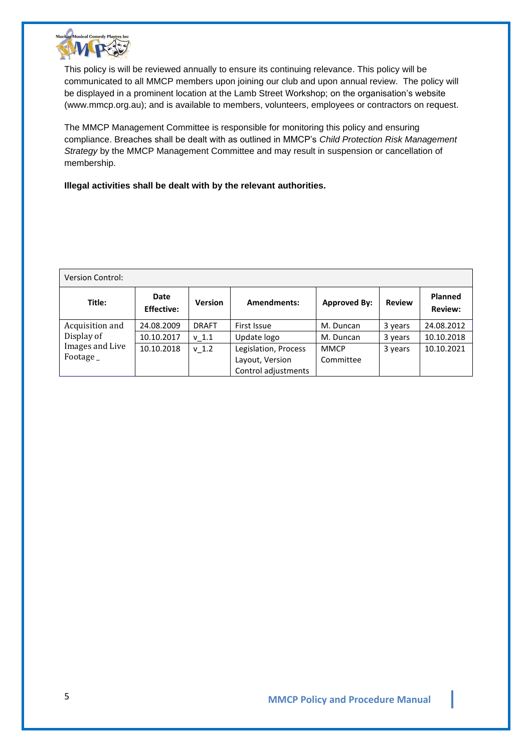This policy is will be reviewed annually to ensure its continuing relevance. This policy will be communicated to all MMCP members upon joining our club and upon annual review. The policy will be displayed in a prominent location at the Lamb Street Workshop; on the organisation's website (www.mmcp.org.au); and is available to members, volunteers, employees or contractors on request.

The MMCP Management Committee is responsible for monitoring this policy and ensuring compliance. Breaches shall be dealt with as outlined in MMCP's *Child Protection Risk Management Strategy* by the MMCP Management Committee and may result in suspension or cancellation of membership.

**Illegal activities shall be dealt with by the relevant authorities.**

| Version Control: | | | | | | |
|---|---|---|---|---|---|---|
| **Title:** | **Date Effective:** | **Version** | **Amendments:** | **Approved By:** | **Review** | **Planned Review:** |
| Acquisition and Display of Images and Live Footage _ | 24.08.2009 | DRAFT | First Issue | M. Duncan | 3 years | 24.08.2012 |
| | 10.10.2017 | v_1.1 | Update logo | M. Duncan | 3 years | 10.10.2018 |
| | 10.10.2018 | v_1.2 | Legislation, Process Layout, Version Control adjustments | MMCP Committee | 3 years | 10.10.2021 |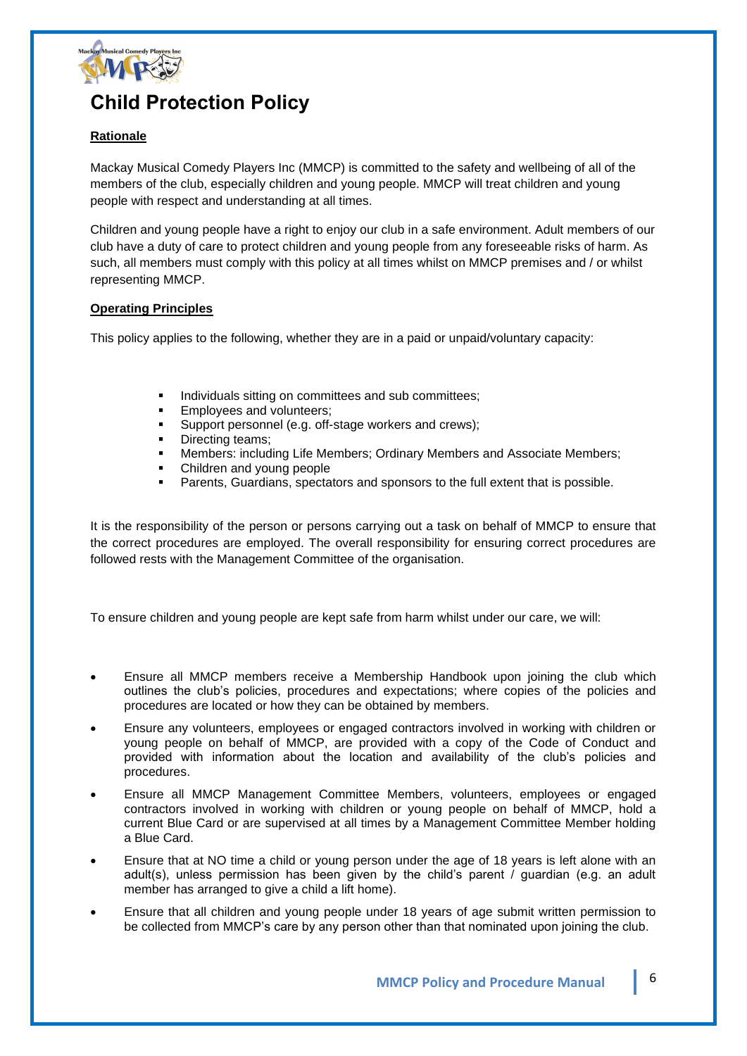# Child Protection Policy

**Rationale**

Mackay Musical Comedy Players Inc (MMCP) is committed to the safety and wellbeing of all of the members of the club, especially children and young people. MMCP will treat children and young people with respect and understanding at all times.

Children and young people have a right to enjoy our club in a safe environment. Adult members of our club have a duty of care to protect children and young people from any foreseeable risks of harm. As such, all members must comply with this policy at all times whilst on MMCP premises and / or whilst representing MMCP.

**Operating Principles**

This policy applies to the following, whether they are in a paid or unpaid/voluntary capacity:

- Individuals sitting on committees and sub committees;
- Employees and volunteers;
- Support personnel (e.g. off-stage workers and crews);
- Directing teams;
- Members: including Life Members; Ordinary Members and Associate Members;
- Children and young people
- Parents, Guardians, spectators and sponsors to the full extent that is possible.

It is the responsibility of the person or persons carrying out a task on behalf of MMCP to ensure that the correct procedures are employed. The overall responsibility for ensuring correct procedures are followed rests with the Management Committee of the organisation.

To ensure children and young people are kept safe from harm whilst under our care, we will:

- Ensure all MMCP members receive a Membership Handbook upon joining the club which outlines the club's policies, procedures and expectations; where copies of the policies and procedures are located or how they can be obtained by members.
- Ensure any volunteers, employees or engaged contractors involved in working with children or young people on behalf of MMCP, are provided with a copy of the Code of Conduct and provided with information about the location and availability of the club's policies and procedures.
- Ensure all MMCP Management Committee Members, volunteers, employees or engaged contractors involved in working with children or young people on behalf of MMCP, hold a current Blue Card or are supervised at all times by a Management Committee Member holding a Blue Card.
- Ensure that at NO time a child or young person under the age of 18 years is left alone with an adult(s), unless permission has been given by the child's parent / guardian (e.g. an adult member has arranged to give a child a lift home).
- Ensure that all children and young people under 18 years of age submit written permission to be collected from MMCP's care by any person other than that nominated upon joining the club.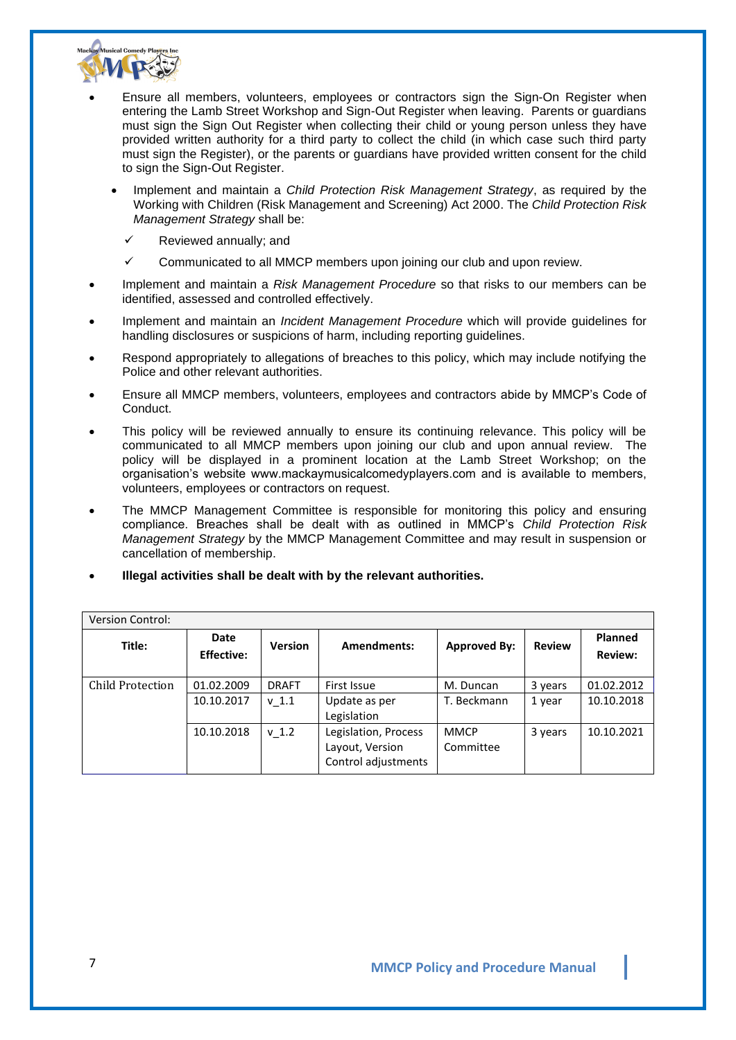- Ensure all members, volunteers, employees or contractors sign the Sign-On Register when entering the Lamb Street Workshop and Sign-Out Register when leaving. Parents or guardians must sign the Sign Out Register when collecting their child or young person unless they have provided written authority for a third party to collect the child (in which case such third party must sign the Register), or the parents or guardians have provided written consent for the child to sign the Sign-Out Register.
  - Implement and maintain a *Child Protection Risk Management Strategy*, as required by the Working with Children (Risk Management and Screening) Act 2000. The *Child Protection Risk Management Strategy* shall be:
    - ✓ Reviewed annually; and
    - ✓ Communicated to all MMCP members upon joining our club and upon review.
- Implement and maintain a *Risk Management Procedure* so that risks to our members can be identified, assessed and controlled effectively.
- Implement and maintain an *Incident Management Procedure* which will provide guidelines for handling disclosures or suspicions of harm, including reporting guidelines.
- Respond appropriately to allegations of breaches to this policy, which may include notifying the Police and other relevant authorities.
- Ensure all MMCP members, volunteers, employees and contractors abide by MMCP's Code of Conduct.
- This policy will be reviewed annually to ensure its continuing relevance. This policy will be communicated to all MMCP members upon joining our club and upon annual review. The policy will be displayed in a prominent location at the Lamb Street Workshop; on the organisation's website www.mackaymusicalcomedyplayers.com and is available to members, volunteers, employees or contractors on request.
- The MMCP Management Committee is responsible for monitoring this policy and ensuring compliance. Breaches shall be dealt with as outlined in MMCP's *Child Protection Risk Management Strategy* by the MMCP Management Committee and may result in suspension or cancellation of membership.
- **Illegal activities shall be dealt with by the relevant authorities.**

| Version Control: | | | | | | |
|---|---|---|---|---|---|---|
| **Title:** | **Date Effective:** | **Version** | **Amendments:** | **Approved By:** | **Review** | **Planned Review:** |
| Child Protection | 01.02.2009 | DRAFT | First Issue | M. Duncan | 3 years | 01.02.2012 |
| | 10.10.2017 | v_1.1 | Update as per Legislation | T. Beckmann | 1 year | 10.10.2018 |
| | 10.10.2018 | v_1.2 | Legislation, Process Layout, Version Control adjustments | MMCP Committee | 3 years | 10.10.2021 |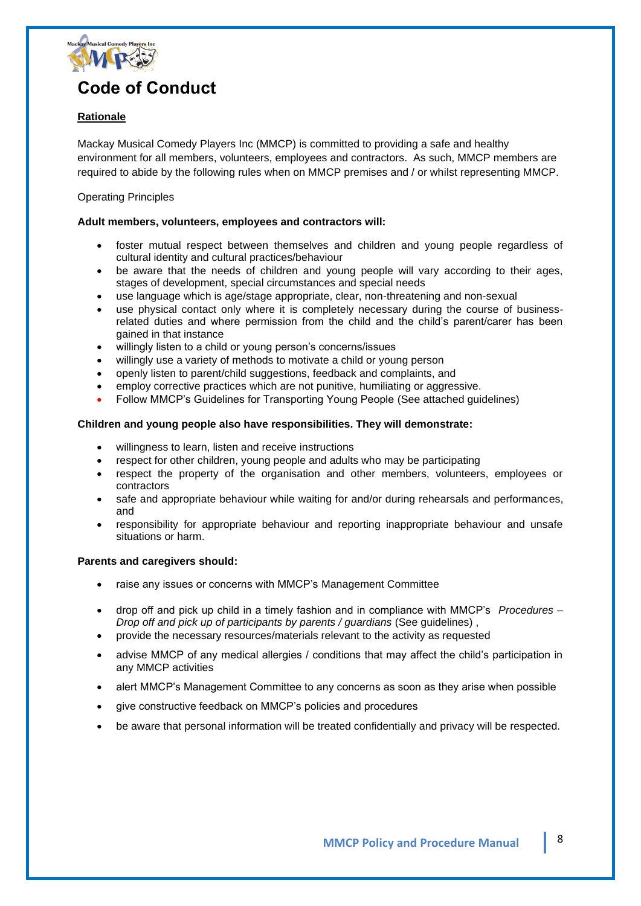# Code of Conduct

**Rationale**

Mackay Musical Comedy Players Inc (MMCP) is committed to providing a safe and healthy environment for all members, volunteers, employees and contractors. As such, MMCP members are required to abide by the following rules when on MMCP premises and / or whilst representing MMCP.

Operating Principles

**Adult members, volunteers, employees and contractors will:**

- foster mutual respect between themselves and children and young people regardless of cultural identity and cultural practices/behaviour
- be aware that the needs of children and young people will vary according to their ages, stages of development, special circumstances and special needs
- use language which is age/stage appropriate, clear, non-threatening and non-sexual
- use physical contact only where it is completely necessary during the course of business-related duties and where permission from the child and the child's parent/carer has been gained in that instance
- willingly listen to a child or young person's concerns/issues
- willingly use a variety of methods to motivate a child or young person
- openly listen to parent/child suggestions, feedback and complaints, and
- employ corrective practices which are not punitive, humiliating or aggressive.
- Follow MMCP's Guidelines for Transporting Young People (See attached guidelines)

**Children and young people also have responsibilities. They will demonstrate:**

- willingness to learn, listen and receive instructions
- respect for other children, young people and adults who may be participating
- respect the property of the organisation and other members, volunteers, employees or contractors
- safe and appropriate behaviour while waiting for and/or during rehearsals and performances, and
- responsibility for appropriate behaviour and reporting inappropriate behaviour and unsafe situations or harm.

**Parents and caregivers should:**

- raise any issues or concerns with MMCP's Management Committee
- drop off and pick up child in a timely fashion and in compliance with MMCP's *Procedures – Drop off and pick up of participants by parents / guardians* (See guidelines) ,
- provide the necessary resources/materials relevant to the activity as requested
- advise MMCP of any medical allergies / conditions that may affect the child's participation in any MMCP activities
- alert MMCP's Management Committee to any concerns as soon as they arise when possible
- give constructive feedback on MMCP's policies and procedures
- be aware that personal information will be treated confidentially and privacy will be respected.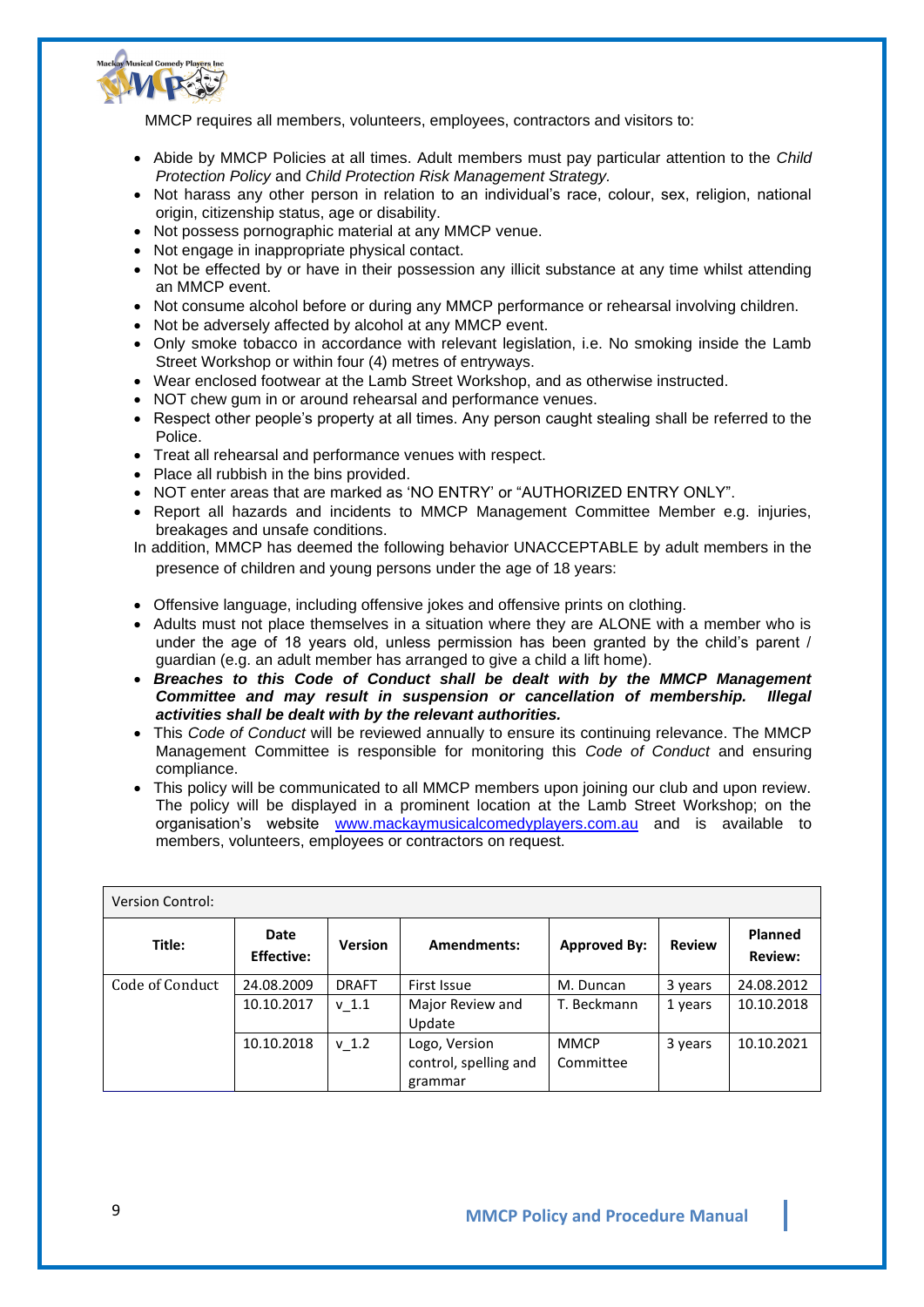MMCP requires all members, volunteers, employees, contractors and visitors to:

- Abide by MMCP Policies at all times. Adult members must pay particular attention to the *Child Protection Policy* and *Child Protection Risk Management Strategy.*
- Not harass any other person in relation to an individual's race, colour, sex, religion, national origin, citizenship status, age or disability.
- Not possess pornographic material at any MMCP venue.
- Not engage in inappropriate physical contact.
- Not be effected by or have in their possession any illicit substance at any time whilst attending an MMCP event.
- Not consume alcohol before or during any MMCP performance or rehearsal involving children.
- Not be adversely affected by alcohol at any MMCP event.
- Only smoke tobacco in accordance with relevant legislation, i.e. No smoking inside the Lamb Street Workshop or within four (4) metres of entryways.
- Wear enclosed footwear at the Lamb Street Workshop, and as otherwise instructed.
- NOT chew gum in or around rehearsal and performance venues.
- Respect other people's property at all times. Any person caught stealing shall be referred to the Police.
- Treat all rehearsal and performance venues with respect.
- Place all rubbish in the bins provided.
- NOT enter areas that are marked as 'NO ENTRY' or "AUTHORIZED ENTRY ONLY".
- Report all hazards and incidents to MMCP Management Committee Member e.g. injuries, breakages and unsafe conditions.

In addition, MMCP has deemed the following behavior UNACCEPTABLE by adult members in the presence of children and young persons under the age of 18 years:

- Offensive language, including offensive jokes and offensive prints on clothing.
- Adults must not place themselves in a situation where they are ALONE with a member who is under the age of 18 years old, unless permission has been granted by the child's parent / guardian (e.g. an adult member has arranged to give a child a lift home).
- ***Breaches to this Code of Conduct shall be dealt with by the MMCP Management Committee and may result in suspension or cancellation of membership. Illegal activities shall be dealt with by the relevant authorities.***
- This *Code of Conduct* will be reviewed annually to ensure its continuing relevance. The MMCP Management Committee is responsible for monitoring this *Code of Conduct* and ensuring compliance.
- This policy will be communicated to all MMCP members upon joining our club and upon review. The policy will be displayed in a prominent location at the Lamb Street Workshop; on the organisation's website www.mackaymusicalcomedyplayers.com.au and is available to members, volunteers, employees or contractors on request.

| Version Control: | | | | | | |
|---|---|---|---|---|---|---|
| **Title:** | **Date Effective:** | **Version** | **Amendments:** | **Approved By:** | **Review** | **Planned Review:** |
| Code of Conduct | 24.08.2009 | DRAFT | First Issue | M. Duncan | 3 years | 24.08.2012 |
| | 10.10.2017 | v_1.1 | Major Review and Update | T. Beckmann | 1 years | 10.10.2018 |
| | 10.10.2018 | v_1.2 | Logo, Version control, spelling and grammar | MMCP Committee | 3 years | 10.10.2021 |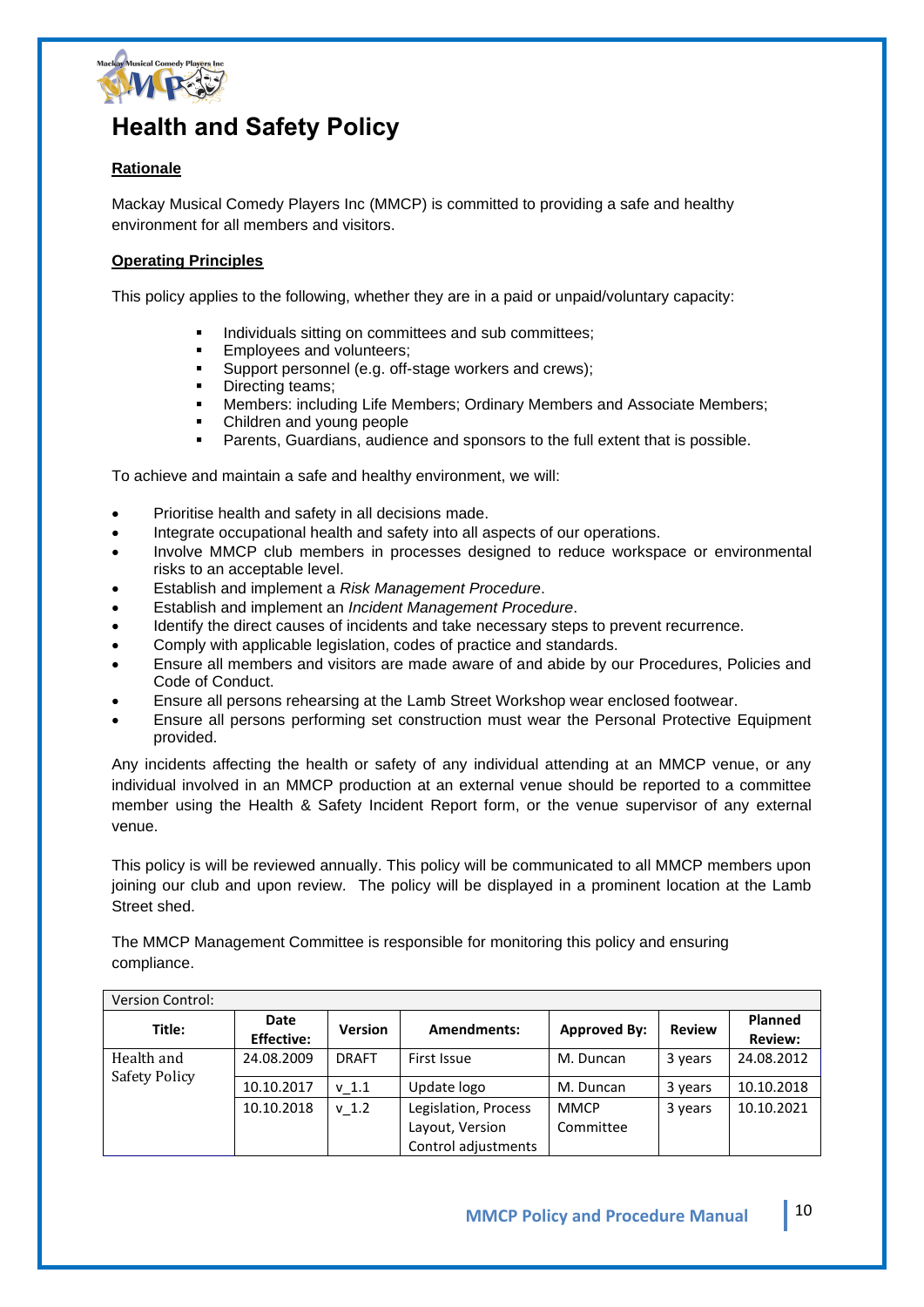# Health and Safety Policy

**Rationale**

Mackay Musical Comedy Players Inc (MMCP) is committed to providing a safe and healthy environment for all members and visitors.

**Operating Principles**

This policy applies to the following, whether they are in a paid or unpaid/voluntary capacity:

- Individuals sitting on committees and sub committees;
- Employees and volunteers;
- Support personnel (e.g. off-stage workers and crews);
- Directing teams;
- Members: including Life Members; Ordinary Members and Associate Members;
- Children and young people
- Parents, Guardians, audience and sponsors to the full extent that is possible.

To achieve and maintain a safe and healthy environment, we will:

- Prioritise health and safety in all decisions made.
- Integrate occupational health and safety into all aspects of our operations.
- Involve MMCP club members in processes designed to reduce workspace or environmental risks to an acceptable level.
- Establish and implement a *Risk Management Procedure*.
- Establish and implement an *Incident Management Procedure*.
- Identify the direct causes of incidents and take necessary steps to prevent recurrence.
- Comply with applicable legislation, codes of practice and standards.
- Ensure all members and visitors are made aware of and abide by our Procedures, Policies and Code of Conduct.
- Ensure all persons rehearsing at the Lamb Street Workshop wear enclosed footwear.
- Ensure all persons performing set construction must wear the Personal Protective Equipment provided.

Any incidents affecting the health or safety of any individual attending at an MMCP venue, or any individual involved in an MMCP production at an external venue should be reported to a committee member using the Health & Safety Incident Report form, or the venue supervisor of any external venue.

This policy is will be reviewed annually. This policy will be communicated to all MMCP members upon joining our club and upon review. The policy will be displayed in a prominent location at the Lamb Street shed.

The MMCP Management Committee is responsible for monitoring this policy and ensuring compliance.

| Version Control: | | | | | | |
|---|---|---|---|---|---|---|
| **Title:** | **Date Effective:** | **Version** | **Amendments:** | **Approved By:** | **Review** | **Planned Review:** |
| Health and Safety Policy | 24.08.2009 | DRAFT | First Issue | M. Duncan | 3 years | 24.08.2012 |
| | 10.10.2017 | v_1.1 | Update logo | M. Duncan | 3 years | 10.10.2018 |
| | 10.10.2018 | v_1.2 | Legislation, Process Layout, Version Control adjustments | MMCP Committee | 3 years | 10.10.2021 |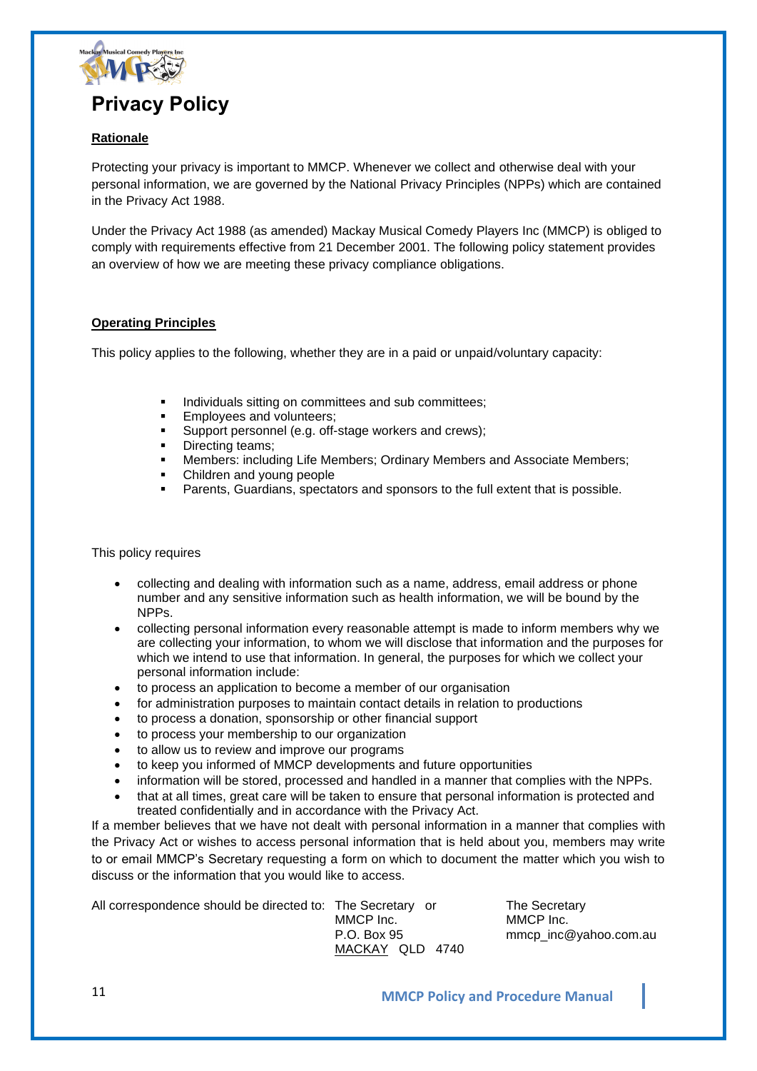# Privacy Policy

**Rationale**

Protecting your privacy is important to MMCP. Whenever we collect and otherwise deal with your personal information, we are governed by the National Privacy Principles (NPPs) which are contained in the Privacy Act 1988.

Under the Privacy Act 1988 (as amended) Mackay Musical Comedy Players Inc (MMCP) is obliged to comply with requirements effective from 21 December 2001. The following policy statement provides an overview of how we are meeting these privacy compliance obligations.

**Operating Principles**

This policy applies to the following, whether they are in a paid or unpaid/voluntary capacity:

- Individuals sitting on committees and sub committees;
- Employees and volunteers;
- Support personnel (e.g. off-stage workers and crews);
- Directing teams;
- Members: including Life Members; Ordinary Members and Associate Members;
- Children and young people
- Parents, Guardians, spectators and sponsors to the full extent that is possible.

This policy requires

- collecting and dealing with information such as a name, address, email address or phone number and any sensitive information such as health information, we will be bound by the NPPs.
- collecting personal information every reasonable attempt is made to inform members why we are collecting your information, to whom we will disclose that information and the purposes for which we intend to use that information. In general, the purposes for which we collect your personal information include:
- to process an application to become a member of our organisation
- for administration purposes to maintain contact details in relation to productions
- to process a donation, sponsorship or other financial support
- to process your membership to our organization
- to allow us to review and improve our programs
- to keep you informed of MMCP developments and future opportunities
- information will be stored, processed and handled in a manner that complies with the NPPs.
- that at all times, great care will be taken to ensure that personal information is protected and treated confidentially and in accordance with the Privacy Act.

If a member believes that we have not dealt with personal information in a manner that complies with the Privacy Act or wishes to access personal information that is held about you, members may write to or email MMCP's Secretary requesting a form on which to document the matter which you wish to discuss or the information that you would like to access.

All correspondence should be directed to:

The Secretary
MMCP Inc.
P.O. Box 95
MACKAY QLD 4740

or

The Secretary
MMCP Inc.
mmcp_inc@yahoo.com.au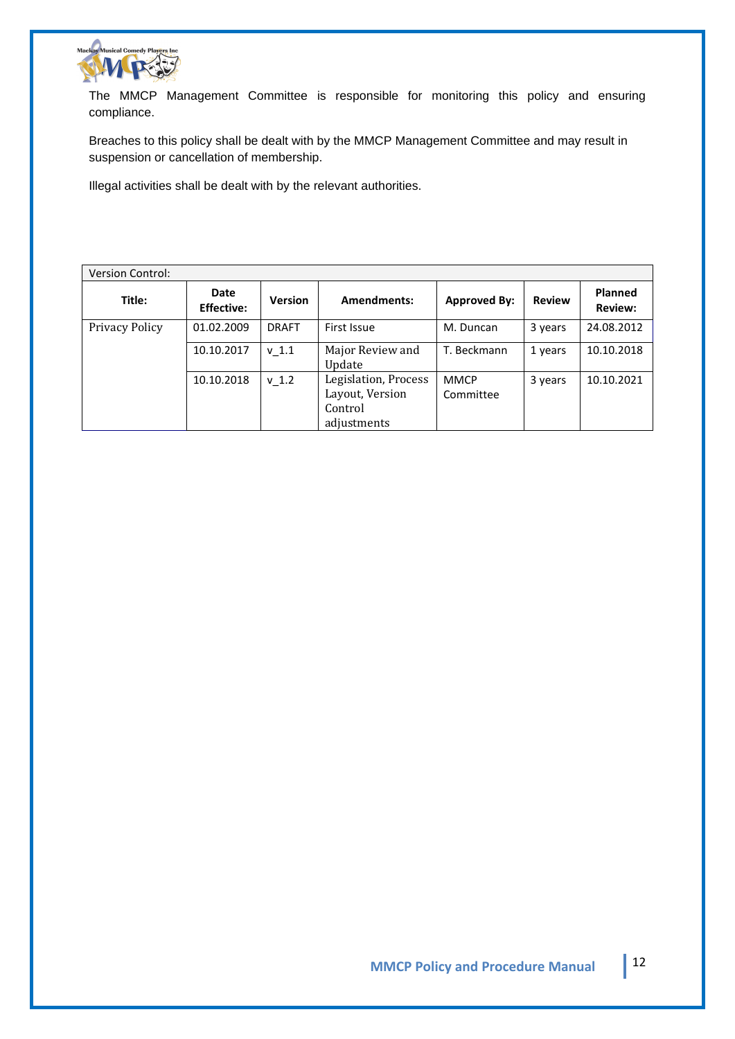The MMCP Management Committee is responsible for monitoring this policy and ensuring compliance.

Breaches to this policy shall be dealt with by the MMCP Management Committee and may result in suspension or cancellation of membership.

Illegal activities shall be dealt with by the relevant authorities.

| Version Control: | | | | | | |
|---|---|---|---|---|---|---|
| **Title:** | **Date Effective:** | **Version** | **Amendments:** | **Approved By:** | **Review** | **Planned Review:** |
| Privacy Policy | 01.02.2009 | DRAFT | First Issue | M. Duncan | 3 years | 24.08.2012 |
| | 10.10.2017 | v_1.1 | Major Review and Update | T. Beckmann | 1 years | 10.10.2018 |
| | 10.10.2018 | v_1.2 | Legislation, Process Layout, Version Control adjustments | MMCP Committee | 3 years | 10.10.2021 |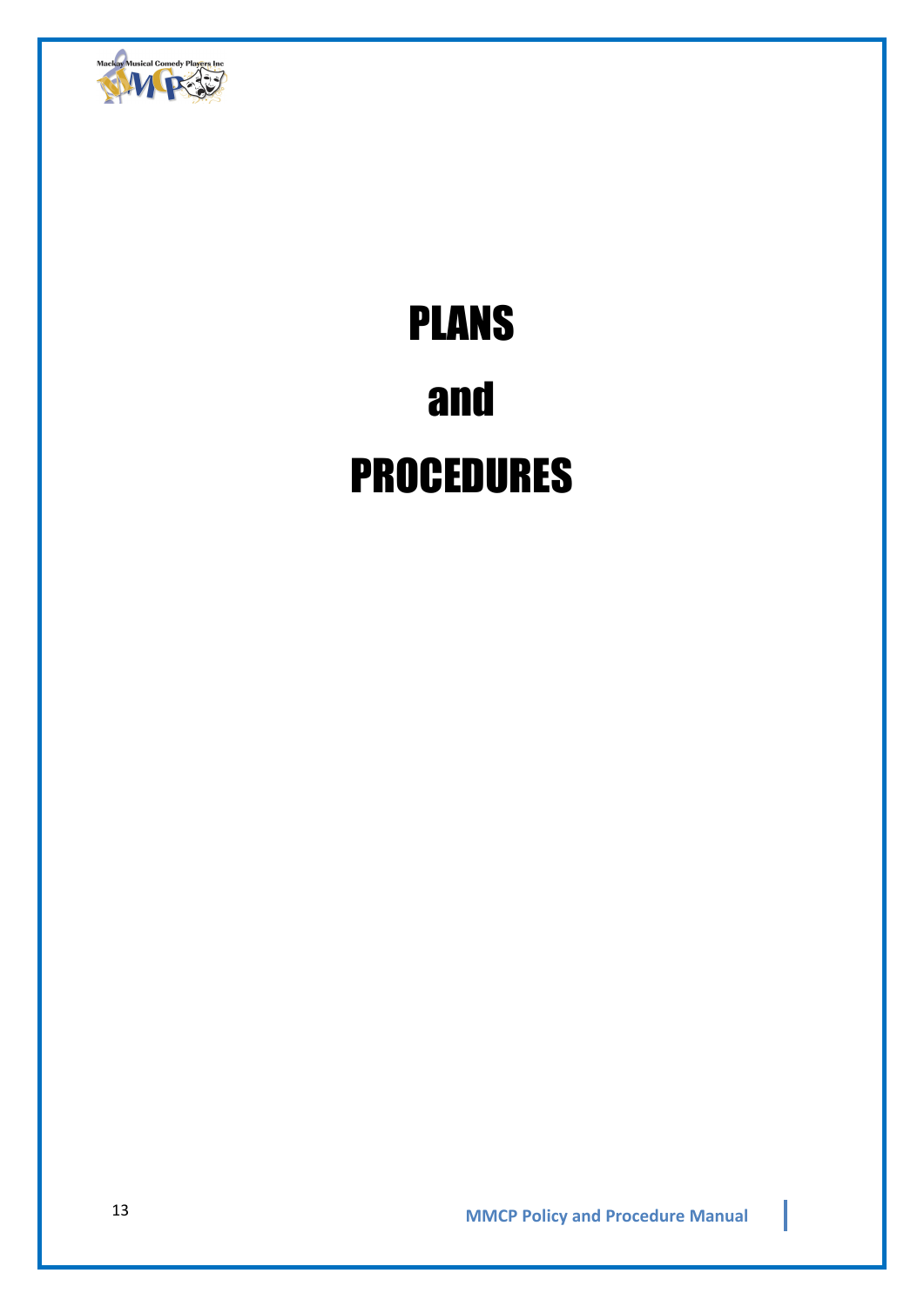# PLANS

# and

# PROCEDURES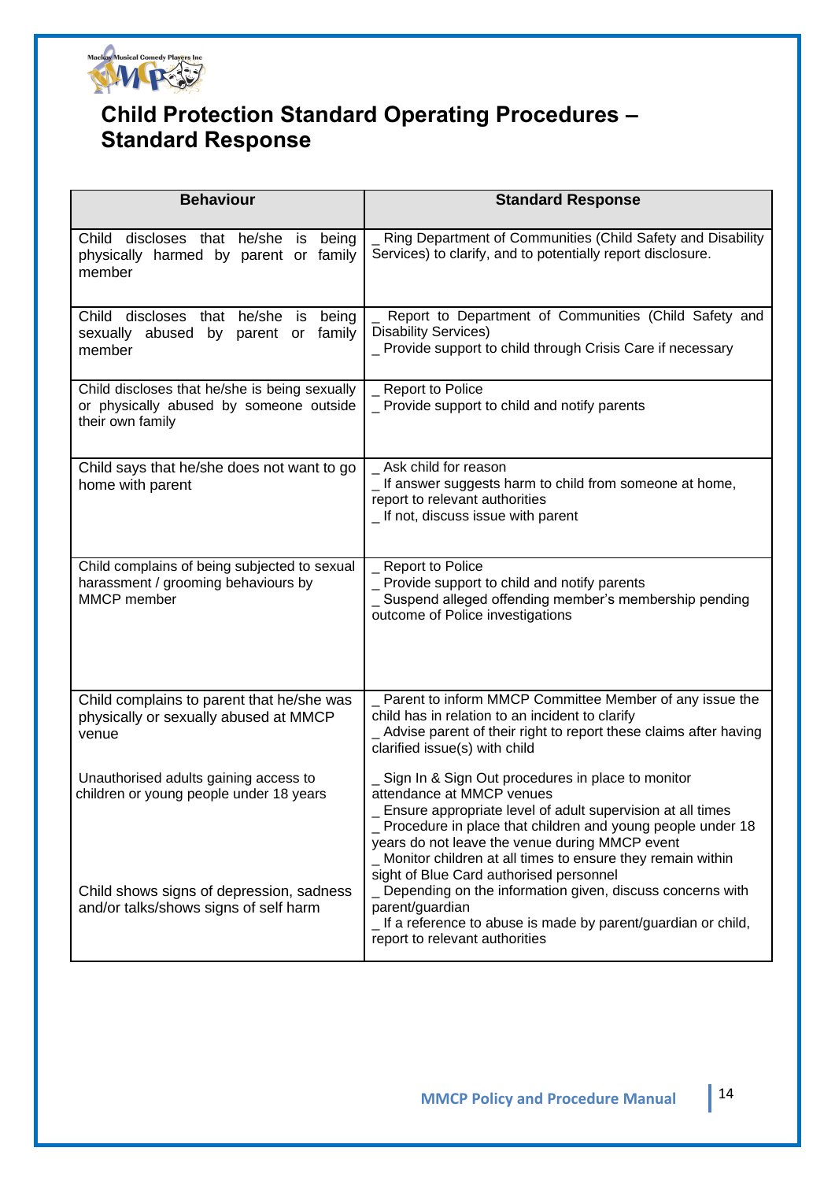# Child Protection Standard Operating Procedures – Standard Response

| Behaviour | Standard Response |
|---|---|
| Child discloses that he/she is being physically harmed by parent or family member | _ Ring Department of Communities (Child Safety and Disability Services) to clarify, and to potentially report disclosure. |
| Child discloses that he/she is being sexually abused by parent or family member | _ Report to Department of Communities (Child Safety and Disability Services)<br>_ Provide support to child through Crisis Care if necessary |
| Child discloses that he/she is being sexually or physically abused by someone outside their own family | _ Report to Police<br>_ Provide support to child and notify parents |
| Child says that he/she does not want to go home with parent | _ Ask child for reason<br>_ If answer suggests harm to child from someone at home, report to relevant authorities<br>_ If not, discuss issue with parent |
| Child complains of being subjected to sexual harassment / grooming behaviours by MMCP member | _ Report to Police<br>_ Provide support to child and notify parents<br>_ Suspend alleged offending member's membership pending outcome of Police investigations |
| Child complains to parent that he/she was physically or sexually abused at MMCP venue | _ Parent to inform MMCP Committee Member of any issue the child has in relation to an incident to clarify<br>_ Advise parent of their right to report these claims after having clarified issue(s) with child |
| Unauthorised adults gaining access to children or young people under 18 years | _ Sign In & Sign Out procedures in place to monitor attendance at MMCP venues<br>_ Ensure appropriate level of adult supervision at all times<br>_ Procedure in place that children and young people under 18 years do not leave the venue during MMCP event<br>_ Monitor children at all times to ensure they remain within sight of Blue Card authorised personnel |
| Child shows signs of depression, sadness and/or talks/shows signs of self harm | _ Depending on the information given, discuss concerns with parent/guardian<br>_ If a reference to abuse is made by parent/guardian or child, report to relevant authorities |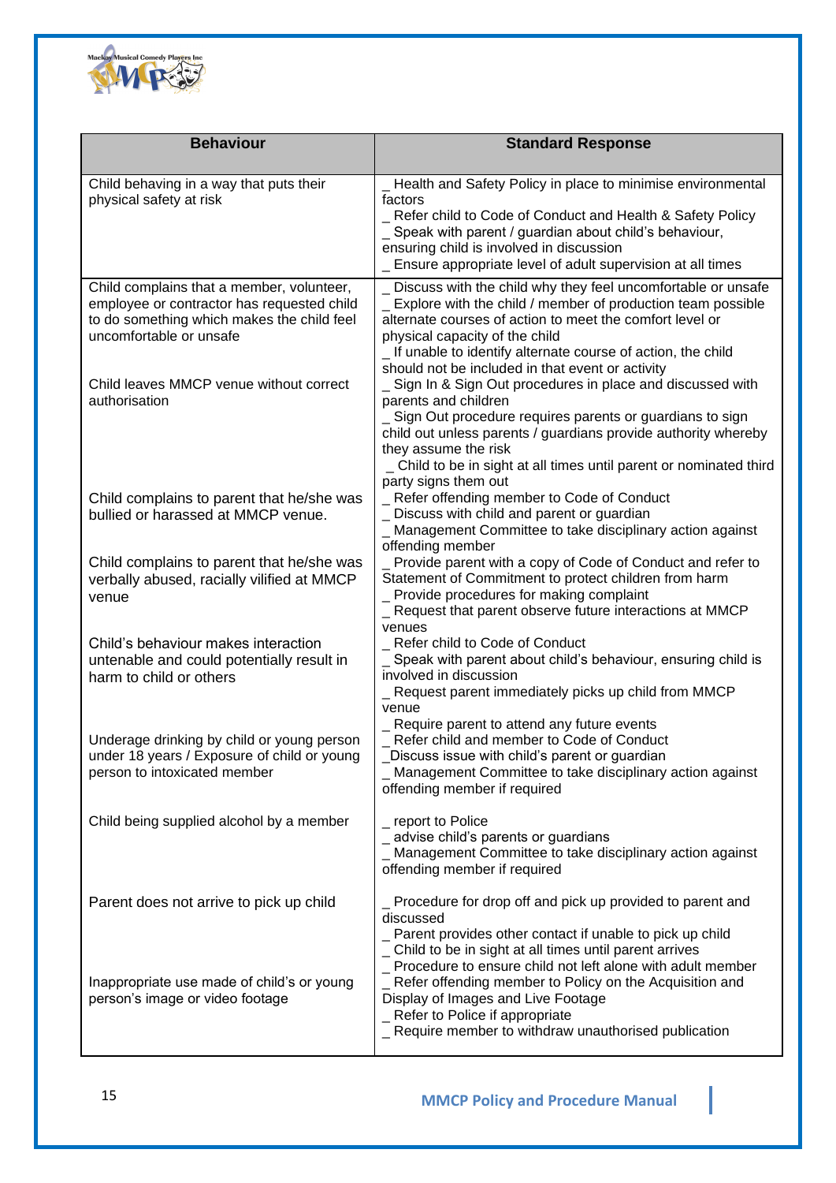| Behaviour | Standard Response |
| --- | --- |
| Child behaving in a way that puts their physical safety at risk | _ Health and Safety Policy in place to minimise environmental factors<br>_ Refer child to Code of Conduct and Health & Safety Policy<br>_ Speak with parent / guardian about child's behaviour, ensuring child is involved in discussion<br>_ Ensure appropriate level of adult supervision at all times |
| Child complains that a member, volunteer, employee or contractor has requested child to do something which makes the child feel uncomfortable or unsafe | _ Discuss with the child why they feel uncomfortable or unsafe<br>_ Explore with the child / member of production team possible alternate courses of action to meet the comfort level or physical capacity of the child<br>_ If unable to identify alternate course of action, the child should not be included in that event or activity |
| Child leaves MMCP venue without correct authorisation | _ Sign In & Sign Out procedures in place and discussed with parents and children<br>_ Sign Out procedure requires parents or guardians to sign child out unless parents / guardians provide authority whereby they assume the risk<br>_ Child to be in sight at all times until parent or nominated third party signs them out |
| Child complains to parent that he/she was bullied or harassed at MMCP venue. | _ Refer offending member to Code of Conduct<br>_ Discuss with child and parent or guardian<br>_ Management Committee to take disciplinary action against offending member |
| Child complains to parent that he/she was verbally abused, racially vilified at MMCP venue | _ Provide parent with a copy of Code of Conduct and refer to Statement of Commitment to protect children from harm<br>_ Provide procedures for making complaint<br>_ Request that parent observe future interactions at MMCP venues |
| Child's behaviour makes interaction untenable and could potentially result in harm to child or others | _ Refer child to Code of Conduct<br>_ Speak with parent about child's behaviour, ensuring child is involved in discussion<br>_ Request parent immediately picks up child from MMCP venue<br>_ Require parent to attend any future events |
| Underage drinking by child or young person under 18 years / Exposure of child or young person to intoxicated member | _ Refer child and member to Code of Conduct<br>_Discuss issue with child's parent or guardian<br>_ Management Committee to take disciplinary action against offending member if required |
| Child being supplied alcohol by a member | _ report to Police<br>_ advise child's parents or guardians<br>_ Management Committee to take disciplinary action against offending member if required |
| Parent does not arrive to pick up child | _ Procedure for drop off and pick up provided to parent and discussed<br>_ Parent provides other contact if unable to pick up child<br>_ Child to be in sight at all times until parent arrives<br>_ Procedure to ensure child not left alone with adult member |
| Inappropriate use made of child's or young person's image or video footage | _ Refer offending member to Policy on the Acquisition and Display of Images and Live Footage<br>_ Refer to Police if appropriate<br>_ Require member to withdraw unauthorised publication |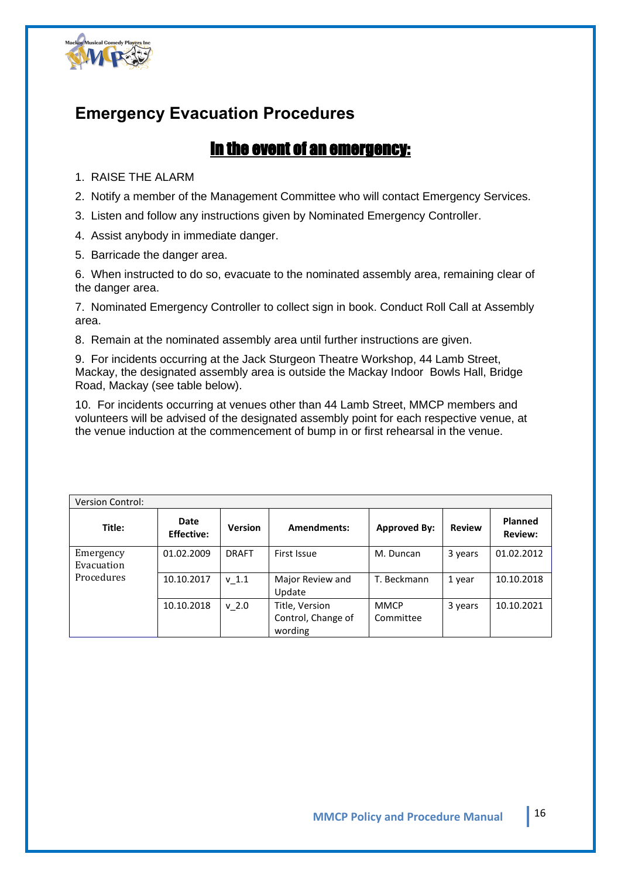# Emergency Evacuation Procedures

## In the event of an emergency:

1. RAISE THE ALARM
2. Notify a member of the Management Committee who will contact Emergency Services.
3. Listen and follow any instructions given by Nominated Emergency Controller.
4. Assist anybody in immediate danger.
5. Barricade the danger area.
6. When instructed to do so, evacuate to the nominated assembly area, remaining clear of the danger area.
7. Nominated Emergency Controller to collect sign in book. Conduct Roll Call at Assembly area.
8. Remain at the nominated assembly area until further instructions are given.
9. For incidents occurring at the Jack Sturgeon Theatre Workshop, 44 Lamb Street, Mackay, the designated assembly area is outside the Mackay Indoor Bowls Hall, Bridge Road, Mackay (see table below).
10. For incidents occurring at venues other than 44 Lamb Street, MMCP members and volunteers will be advised of the designated assembly point for each respective venue, at the venue induction at the commencement of bump in or first rehearsal in the venue.

| Version Control: | | | | | | |
|---|---|---|---|---|---|---|
| **Title:** | **Date Effective:** | **Version** | **Amendments:** | **Approved By:** | **Review** | **Planned Review:** |
| Emergency Evacuation Procedures | 01.02.2009 | DRAFT | First Issue | M. Duncan | 3 years | 01.02.2012 |
| | 10.10.2017 | v_1.1 | Major Review and Update | T. Beckmann | 1 year | 10.10.2018 |
| | 10.10.2018 | v_2.0 | Title, Version Control, Change of wording | MMCP Committee | 3 years | 10.10.2021 |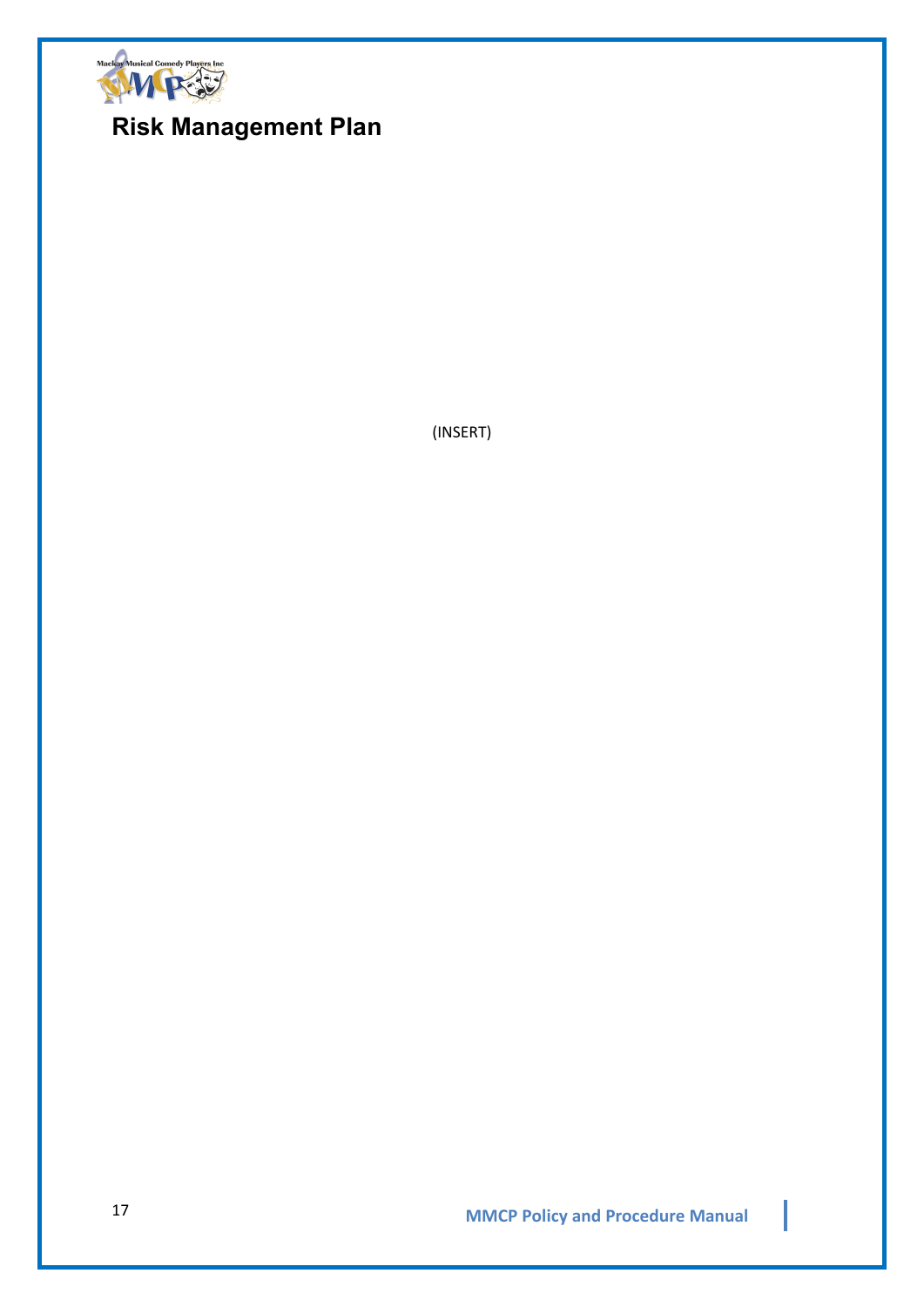# Risk Management Plan

(INSERT)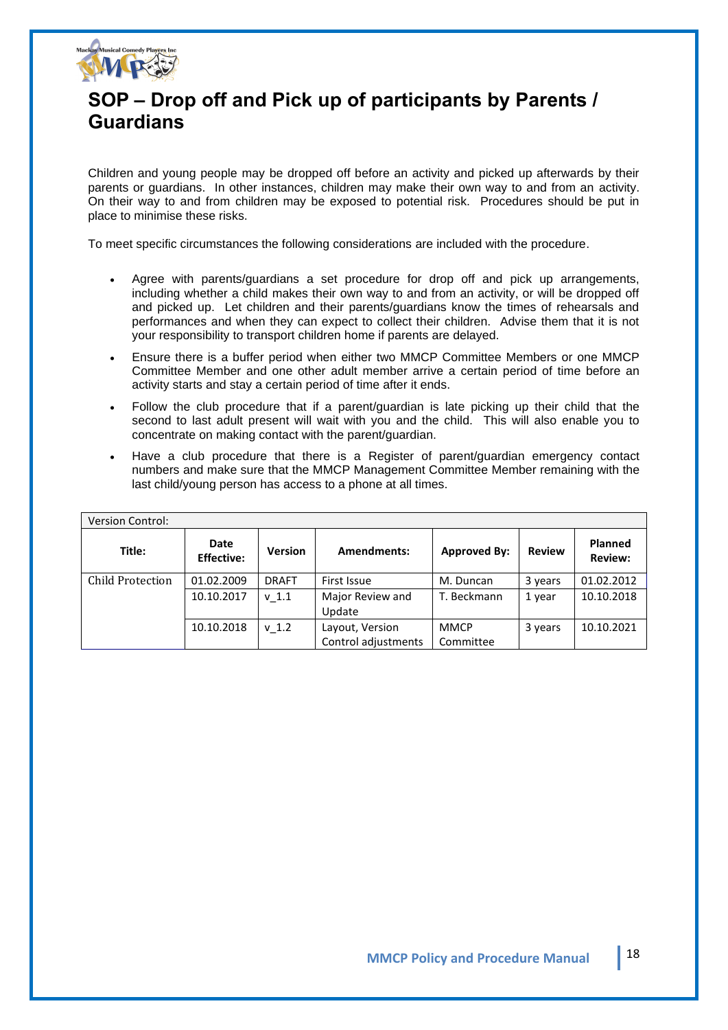# SOP – Drop off and Pick up of participants by Parents / Guardians

Children and young people may be dropped off before an activity and picked up afterwards by their parents or guardians. In other instances, children may make their own way to and from an activity. On their way to and from children may be exposed to potential risk. Procedures should be put in place to minimise these risks.

To meet specific circumstances the following considerations are included with the procedure.

- Agree with parents/guardians a set procedure for drop off and pick up arrangements, including whether a child makes their own way to and from an activity, or will be dropped off and picked up. Let children and their parents/guardians know the times of rehearsals and performances and when they can expect to collect their children. Advise them that it is not your responsibility to transport children home if parents are delayed.
- Ensure there is a buffer period when either two MMCP Committee Members or one MMCP Committee Member and one other adult member arrive a certain period of time before an activity starts and stay a certain period of time after it ends.
- Follow the club procedure that if a parent/guardian is late picking up their child that the second to last adult present will wait with you and the child. This will also enable you to concentrate on making contact with the parent/guardian.
- Have a club procedure that there is a Register of parent/guardian emergency contact numbers and make sure that the MMCP Management Committee Member remaining with the last child/young person has access to a phone at all times.

| Version Control: | | | | | | |
|---|---|---|---|---|---|---|
| **Title:** | **Date Effective:** | **Version** | **Amendments:** | **Approved By:** | **Review** | **Planned Review:** |
| Child Protection | 01.02.2009 | DRAFT | First Issue | M. Duncan | 3 years | 01.02.2012 |
| | 10.10.2017 | v_1.1 | Major Review and Update | T. Beckmann | 1 year | 10.10.2018 |
| | 10.10.2018 | v_1.2 | Layout, Version Control adjustments | MMCP Committee | 3 years | 10.10.2021 |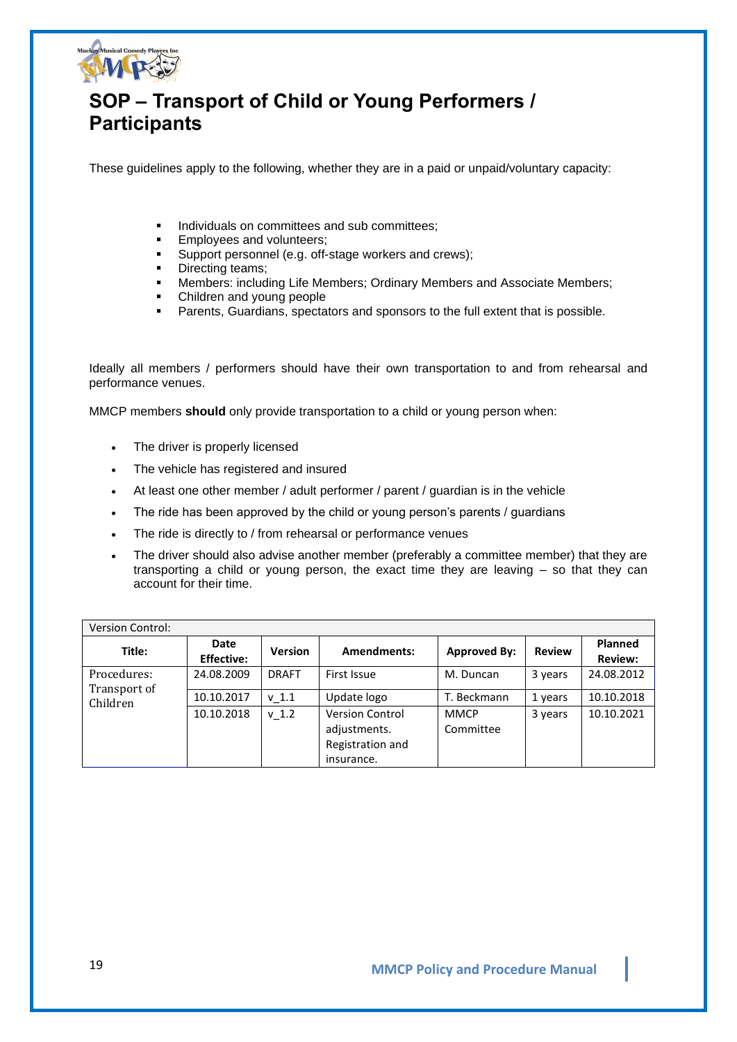# SOP – Transport of Child or Young Performers / Participants

These guidelines apply to the following, whether they are in a paid or unpaid/voluntary capacity:

- Individuals on committees and sub committees;
- Employees and volunteers;
- Support personnel (e.g. off-stage workers and crews);
- Directing teams;
- Members: including Life Members; Ordinary Members and Associate Members;
- Children and young people
- Parents, Guardians, spectators and sponsors to the full extent that is possible.

Ideally all members / performers should have their own transportation to and from rehearsal and performance venues.

MMCP members **should** only provide transportation to a child or young person when:

- The driver is properly licensed
- The vehicle has registered and insured
- At least one other member / adult performer / parent / guardian is in the vehicle
- The ride has been approved by the child or young person's parents / guardians
- The ride is directly to / from rehearsal or performance venues
- The driver should also advise another member (preferably a committee member) that they are transporting a child or young person, the exact time they are leaving – so that they can account for their time.

| Version Control: | | | | | | |
|---|---|---|---|---|---|---|
| **Title:** | **Date Effective:** | **Version** | **Amendments:** | **Approved By:** | **Review** | **Planned Review:** |
| Procedures: Transport of Children | 24.08.2009 | DRAFT | First Issue | M. Duncan | 3 years | 24.08.2012 |
| | 10.10.2017 | v_1.1 | Update logo | T. Beckmann | 1 years | 10.10.2018 |
| | 10.10.2018 | v_1.2 | Version Control adjustments. Registration and insurance. | MMCP Committee | 3 years | 10.10.2021 |